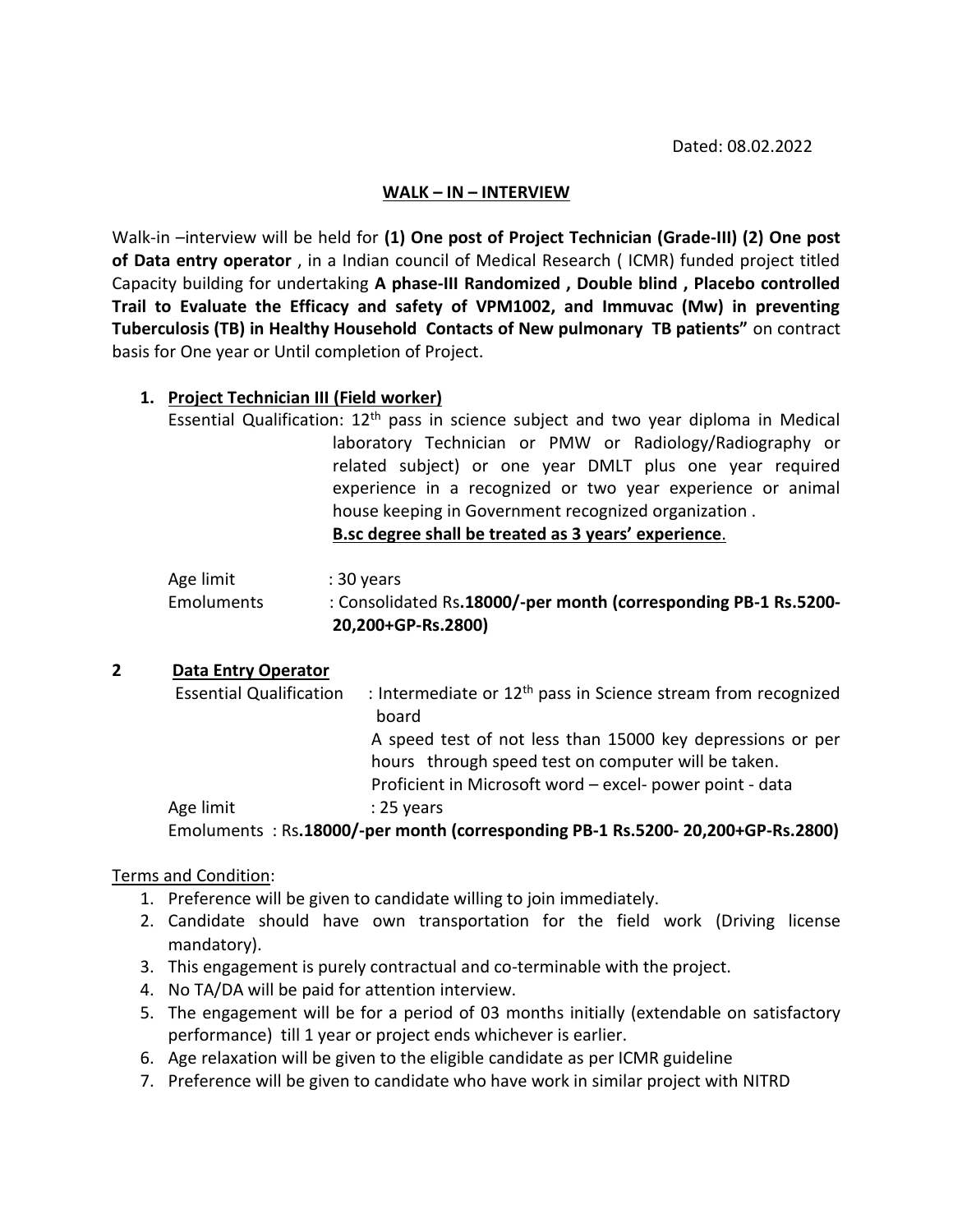Dated: 08.02.2022

## WALK – IN – INTERVIEW

Walk-in –interview will be held for **(1) One post of Project Technician (Grade-III) (2) One post of Data entry operator** , in a Indian council of Medical Research ( ICMR) funded project titled Capacity building for undertaking **A phase-III Randomized , Double blind , Placebo controlled Trail to Evaluate the Efficacy and safety of VPM1002, and Immuvac (Mw) in preventing Tuberculosis (TB) in Healthy Household Contacts of New pulmonary TB patients"** on contract basis for One year or Until completion of Project.

1. **Project Technician III (Field worker)**

   Essential Qualification: 12th pass in science subject and two year diploma in Medical laboratory Technician or PMW or Radiology/Radiography or related subject) or one year DMLT plus one year required experience in a recognized or two year experience or animal house keeping in Government recognized organization .
   **B.sc degree shall be treated as 3 years' experience**.

   Age limit : 30 years

   Emoluments : Consolidated Rs**.18000/-per month (corresponding PB-1 Rs.5200-20,200+GP-Rs.2800)**

2. **Data Entry Operator**

   Essential Qualification : Intermediate or 12th pass in Science stream from recognized board
   A speed test of not less than 15000 key depressions or per hours through speed test on computer will be taken.
   Proficient in Microsoft word – excel- power point - data

   Age limit : 25 years

   Emoluments : Rs**.18000/-per month (corresponding PB-1 Rs.5200- 20,200+GP-Rs.2800)**

Terms and Condition:

1. Preference will be given to candidate willing to join immediately.
2. Candidate should have own transportation for the field work (Driving license mandatory).
3. This engagement is purely contractual and co-terminable with the project.
4. No TA/DA will be paid for attention interview.
5. The engagement will be for a period of 03 months initially (extendable on satisfactory performance) till 1 year or project ends whichever is earlier.
6. Age relaxation will be given to the eligible candidate as per ICMR guideline
7. Preference will be given to candidate who have work in similar project with NITRD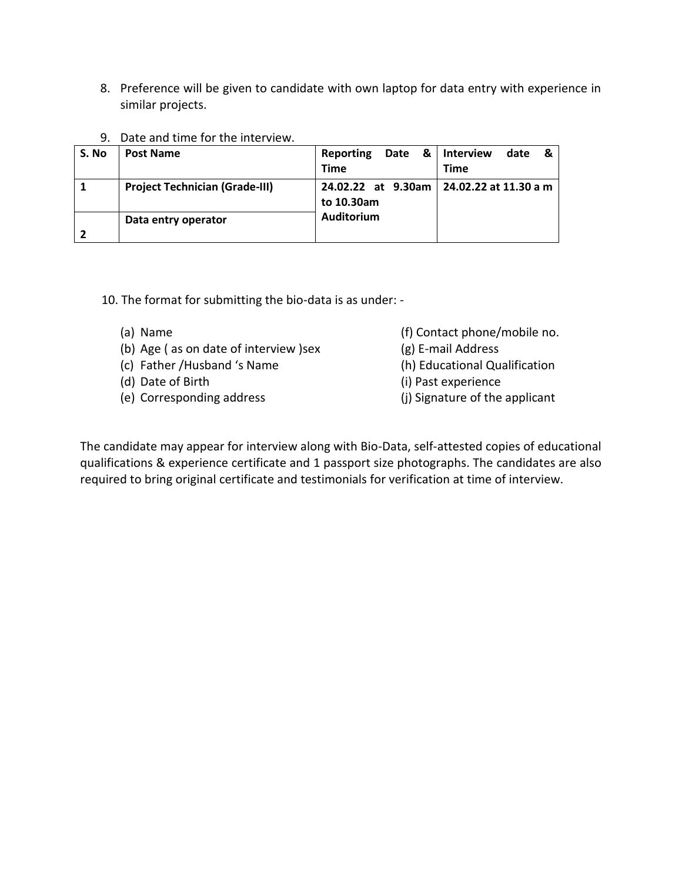8. Preference will be given to candidate with own laptop for data entry with experience in similar projects.

9. Date and time for the interview.

| S. No | Post Name | Reporting Date & Time | Interview date & Time |
|---|---|---|---|
| **1** | **Project Technician (Grade-III)** | **24.02.22 at 9.30am to 10.30am Auditorium** | **24.02.22 at 11.30 a m** |
| **2** | **Data entry operator** | | |

10. The format for submitting the bio-data is as under: -

(a) Name
(b) Age ( as on date of interview )sex
(c) Father /Husband 's Name
(d) Date of Birth
(e) Corresponding address
(f) Contact phone/mobile no.
(g) E-mail Address
(h) Educational Qualification
(i) Past experience
(j) Signature of the applicant

The candidate may appear for interview along with Bio-Data, self-attested copies of educational qualifications & experience certificate and 1 passport size photographs. The candidates are also required to bring original certificate and testimonials for verification at time of interview.